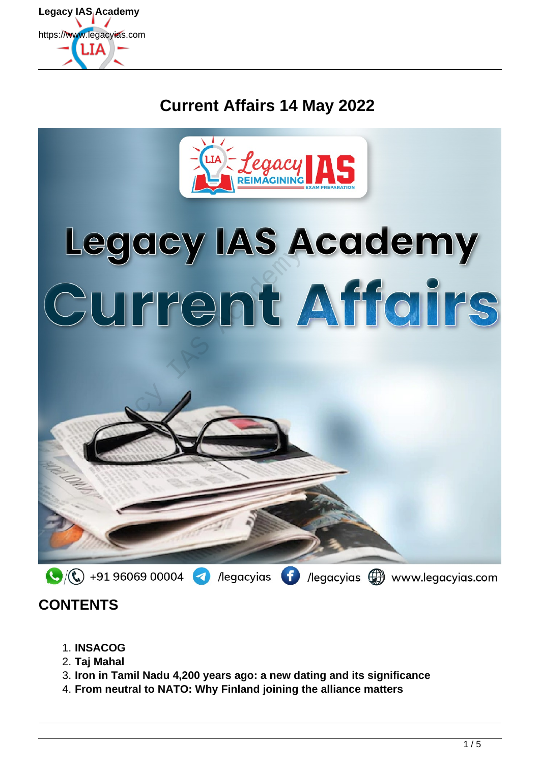# Current Affairs 14 May 2022

## CONTENTS

1. **INSACOG**
2. **Taj Mahal**
3. **Iron in Tamil Nadu 4,200 years ago: a new dating and its significance**
4. **From neutral to NATO: Why Finland joining the alliance matters**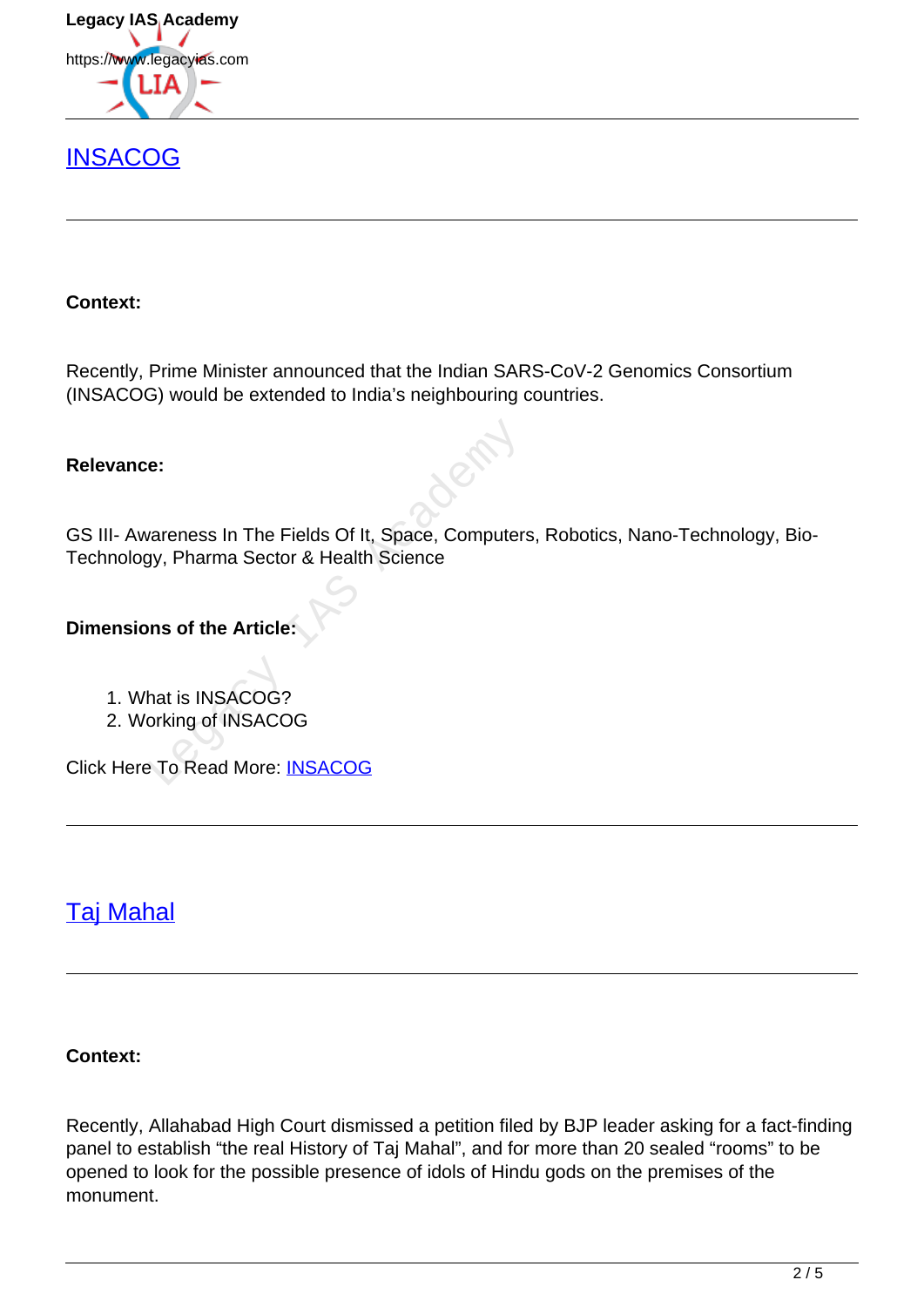## INSACOG

**Context:**

Recently, Prime Minister announced that the Indian SARS-CoV-2 Genomics Consortium (INSACOG) would be extended to India's neighbouring countries.

**Relevance:**

GS III- Awareness In The Fields Of It, Space, Computers, Robotics, Nano-Technology, Bio-Technology, Pharma Sector & Health Science

**Dimensions of the Article:**

1. What is INSACOG?
2. Working of INSACOG

Click Here To Read More: INSACOG

## Taj Mahal

**Context:**

Recently, Allahabad High Court dismissed a petition filed by BJP leader asking for a fact-finding panel to establish "the real History of Taj Mahal", and for more than 20 sealed "rooms" to be opened to look for the possible presence of idols of Hindu gods on the premises of the monument.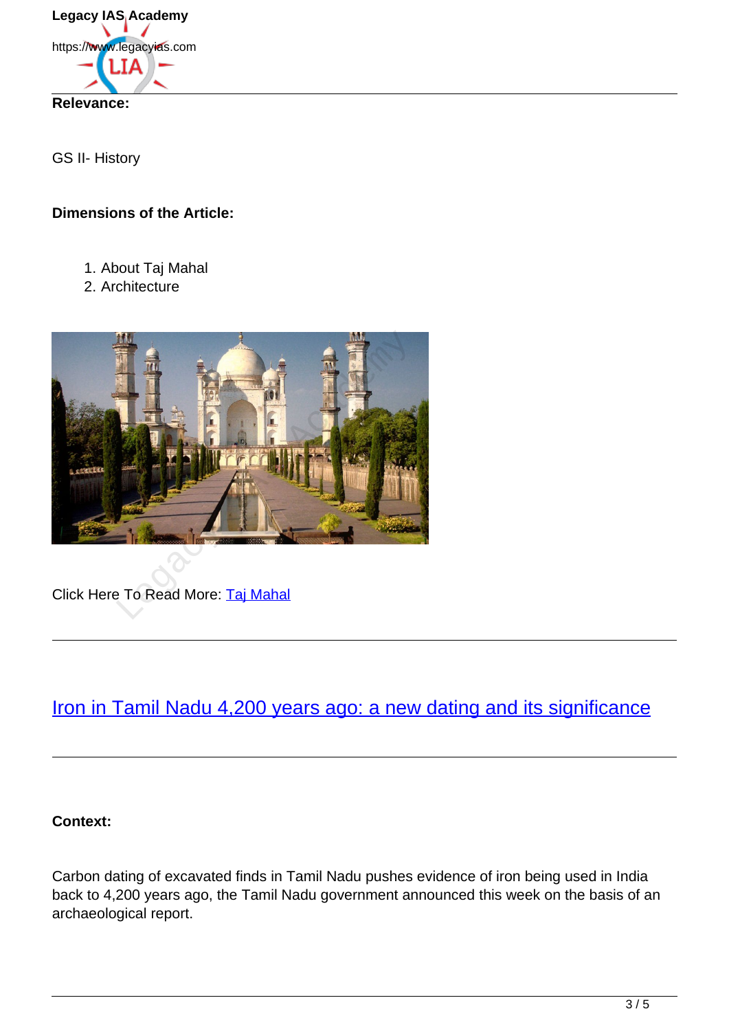**Relevance:**

GS II- History

**Dimensions of the Article:**

1. About Taj Mahal
2. Architecture

Click Here To Read More: [Taj Mahal]

---

## [Iron in Tamil Nadu 4,200 years ago: a new dating and its significance]

---

**Context:**

Carbon dating of excavated finds in Tamil Nadu pushes evidence of iron being used in India back to 4,200 years ago, the Tamil Nadu government announced this week on the basis of an archaeological report.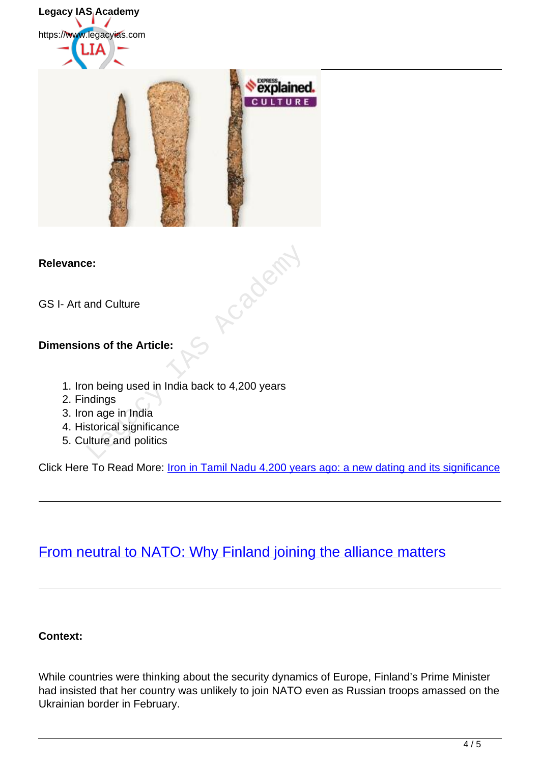**Relevance:**

GS I- Art and Culture

**Dimensions of the Article:**

1. Iron being used in India back to 4,200 years
2. Findings
3. Iron age in India
4. Historical significance
5. Culture and politics

Click Here To Read More: [Iron in Tamil Nadu 4,200 years ago: a new dating and its significance]()

---

## [From neutral to NATO: Why Finland joining the alliance matters]()

---

**Context:**

While countries were thinking about the security dynamics of Europe, Finland's Prime Minister had insisted that her country was unlikely to join NATO even as Russian troops amassed on the Ukrainian border in February.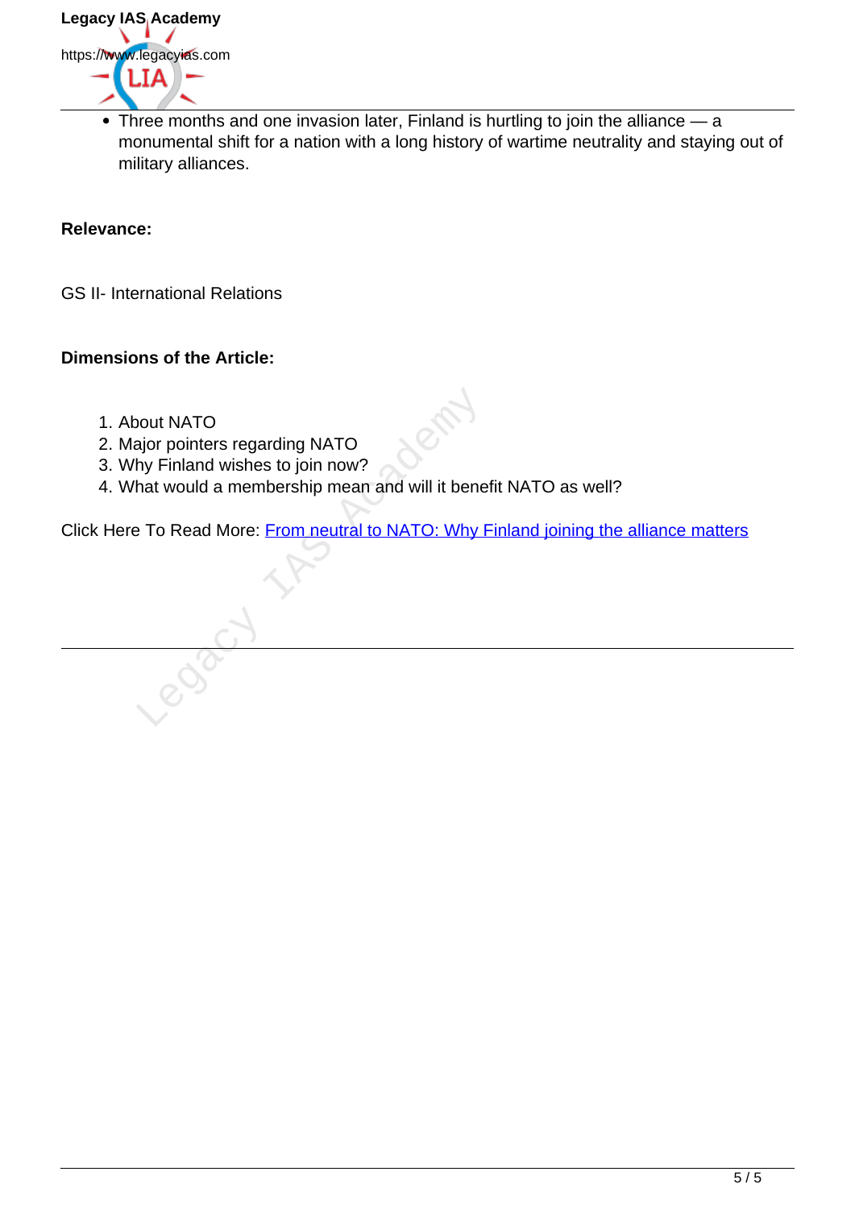- Three months and one invasion later, Finland is hurtling to join the alliance — a monumental shift for a nation with a long history of wartime neutrality and staying out of military alliances.

**Relevance:**

GS II- International Relations

**Dimensions of the Article:**

1. About NATO
2. Major pointers regarding NATO
3. Why Finland wishes to join now?
4. What would a membership mean and will it benefit NATO as well?

Click Here To Read More: From neutral to NATO: Why Finland joining the alliance matters